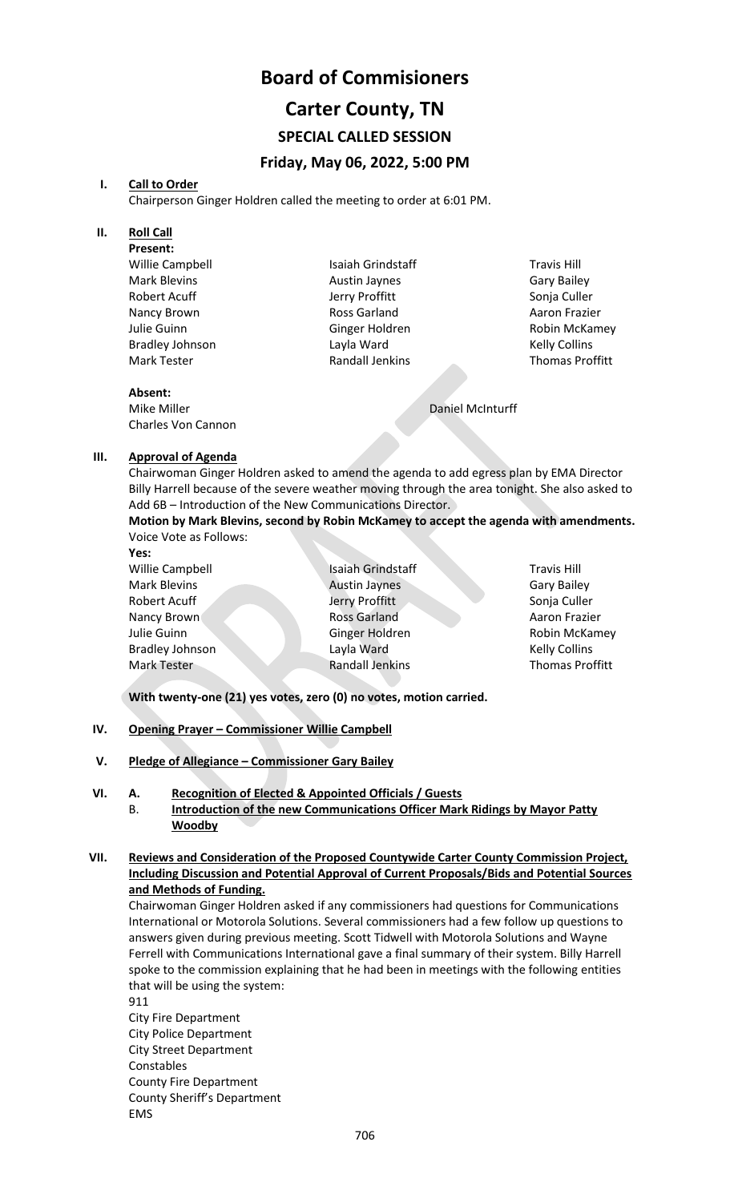# Board of Commisioners

# Carter County, TN

## SPECIAL CALLED SESSION

## Friday, May 06, 2022, 5:00 PM

**I. Call to Order**

Chairperson Ginger Holdren called the meeting to order at 6:01 PM.

**II. Roll Call**

**Present:**

| | | |
|---|---|---|
| Willie Campbell | Isaiah Grindstaff | Travis Hill |
| Mark Blevins | Austin Jaynes | Gary Bailey |
| Robert Acuff | Jerry Proffitt | Sonja Culler |
| Nancy Brown | Ross Garland | Aaron Frazier |
| Julie Guinn | Ginger Holdren | Robin McKamey |
| Bradley Johnson | Layla Ward | Kelly Collins |
| Mark Tester | Randall Jenkins | Thomas Proffitt |

**Absent:**

| | |
|---|---|
| Mike Miller | Daniel McInturff |
| Charles Von Cannon | |

**III. Approval of Agenda**

Chairwoman Ginger Holdren asked to amend the agenda to add egress plan by EMA Director Billy Harrell because of the severe weather moving through the area tonight. She also asked to Add 6B – Introduction of the New Communications Director.

**Motion by Mark Blevins, second by Robin McKamey to accept the agenda with amendments.**

Voice Vote as Follows:

**Yes:**

| | | |
|---|---|---|
| Willie Campbell | Isaiah Grindstaff | Travis Hill |
| Mark Blevins | Austin Jaynes | Gary Bailey |
| Robert Acuff | Jerry Proffitt | Sonja Culler |
| Nancy Brown | Ross Garland | Aaron Frazier |
| Julie Guinn | Ginger Holdren | Robin McKamey |
| Bradley Johnson | Layla Ward | Kelly Collins |
| Mark Tester | Randall Jenkins | Thomas Proffitt |

**With twenty-one (21) yes votes, zero (0) no votes, motion carried.**

**IV. Opening Prayer – Commissioner Willie Campbell**

**V. Pledge of Allegiance – Commissioner Gary Bailey**

**VI. A. Recognition of Elected & Appointed Officials / Guests**

**B. Introduction of the new Communications Officer Mark Ridings by Mayor Patty Woodby**

**VII. Reviews and Consideration of the Proposed Countywide Carter County Commission Project, Including Discussion and Potential Approval of Current Proposals/Bids and Potential Sources and Methods of Funding.**

Chairwoman Ginger Holdren asked if any commissioners had questions for Communications International or Motorola Solutions. Several commissioners had a few follow up questions to answers given during previous meeting. Scott Tidwell with Motorola Solutions and Wayne Ferrell with Communications International gave a final summary of their system. Billy Harrell spoke to the commission explaining that he had been in meetings with the following entities that will be using the system:

911
City Fire Department
City Police Department
City Street Department
Constables
County Fire Department
County Sheriff's Department
EMS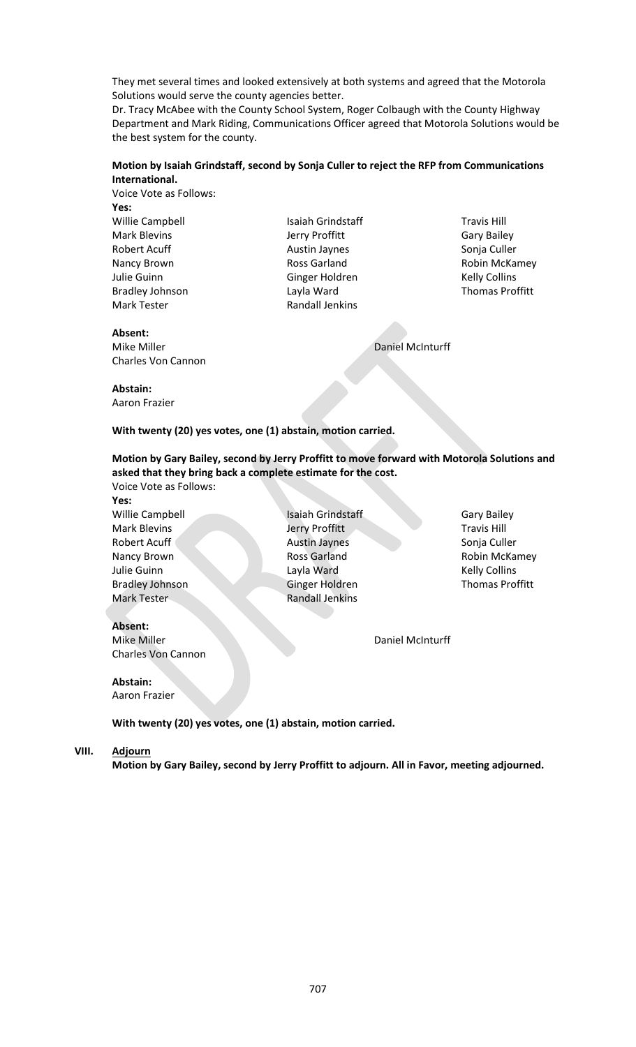They met several times and looked extensively at both systems and agreed that the Motorola Solutions would serve the county agencies better.

Dr. Tracy McAbee with the County School System, Roger Colbaugh with the County Highway Department and Mark Riding, Communications Officer agreed that Motorola Solutions would be the best system for the county.

**Motion by Isaiah Grindstaff, second by Sonja Culler to reject the RFP from Communications International.**

Voice Vote as Follows:

**Yes:**

| | | |
|---|---|---|
| Willie Campbell | Isaiah Grindstaff | Travis Hill |
| Mark Blevins | Jerry Proffitt | Gary Bailey |
| Robert Acuff | Austin Jaynes | Sonja Culler |
| Nancy Brown | Ross Garland | Robin McKamey |
| Julie Guinn | Ginger Holdren | Kelly Collins |
| Bradley Johnson | Layla Ward | Thomas Proffitt |
| Mark Tester | Randall Jenkins | |

**Absent:**

| | |
|---|---|
| Mike Miller | Daniel McInturff |
| Charles Von Cannon | |

**Abstain:**

Aaron Frazier

**With twenty (20) yes votes, one (1) abstain, motion carried.**

**Motion by Gary Bailey, second by Jerry Proffitt to move forward with Motorola Solutions and asked that they bring back a complete estimate for the cost.**

Voice Vote as Follows:

**Yes:**

| | | |
|---|---|---|
| Willie Campbell | Isaiah Grindstaff | Gary Bailey |
| Mark Blevins | Jerry Proffitt | Travis Hill |
| Robert Acuff | Austin Jaynes | Sonja Culler |
| Nancy Brown | Ross Garland | Robin McKamey |
| Julie Guinn | Layla Ward | Kelly Collins |
| Bradley Johnson | Ginger Holdren | Thomas Proffitt |
| Mark Tester | Randall Jenkins | |

**Absent:**

| | |
|---|---|
| Mike Miller | Daniel McInturff |
| Charles Von Cannon | |

**Abstain:**

Aaron Frazier

**With twenty (20) yes votes, one (1) abstain, motion carried.**

## VIII. Adjourn

**Motion by Gary Bailey, second by Jerry Proffitt to adjourn. All in Favor, meeting adjourned.**